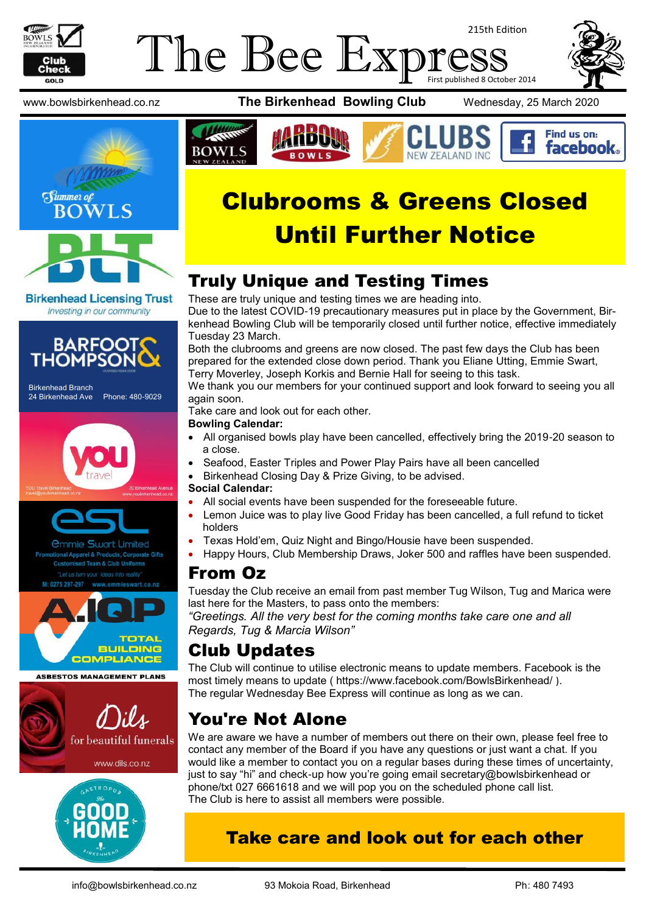# The Bee Express

215th Edition

First published 8 October 2014

www.bowlsbirkenhead.co.nz **The Birkenhead Bowling Club** Wednesday, 25 March 2020

## Clubrooms & Greens Closed Until Further Notice

## Truly Unique and Testing Times

These are truly unique and testing times we are heading into.

Due to the latest COVID-19 precautionary measures put in place by the Government, Birkenhead Bowling Club will be temporarily closed until further notice, effective immediately Tuesday 23 March.

Both the clubrooms and greens are now closed. The past few days the Club has been prepared for the extended close down period. Thank you Eliane Utting, Emmie Swart, Terry Moverley, Joseph Korkis and Bernie Hall for seeing to this task.

We thank you our members for your continued support and look forward to seeing you all again soon.

Take care and look out for each other.

**Bowling Calendar:**

- All organised bowls play have been cancelled, effectively bring the 2019-20 season to a close.
- Seafood, Easter Triples and Power Play Pairs have all been cancelled
- Birkenhead Closing Day & Prize Giving, to be advised.

**Social Calendar:**

- All social events have been suspended for the foreseeable future.
- Lemon Juice was to play live Good Friday has been cancelled, a full refund to ticket holders
- Texas Hold'em, Quiz Night and Bingo/Housie have been suspended.
- Happy Hours, Club Membership Draws, Joker 500 and raffles have been suspended.

## From Oz

Tuesday the Club receive an email from past member Tug Wilson, Tug and Marica were last here for the Masters, to pass onto the members:

*"Greetings. All the very best for the coming months take care one and all Regards, Tug & Marcia Wilson"*

## Club Updates

The Club will continue to utilise electronic means to update members. Facebook is the most timely means to update ( https://www.facebook.com/BowlsBirkenhead/ ).

The regular Wednesday Bee Express will continue as long as we can.

## You're Not Alone

We are aware we have a number of members out there on their own, please feel free to contact any member of the Board if you have any questions or just want a chat. If you would like a member to contact you on a regular bases during these times of uncertainty, just to say "hi" and check-up how you're going email secretary@bowlsbirkenhead or phone/txt 027 6661618 and we will pop you on the scheduled phone call list.

The Club is here to assist all members were possible.

## Take care and look out for each other

Birkenhead Licensing Trust — Investing in our community

Barfoot & Thompson — Birkenhead Branch, 24 Birkenhead Ave, Phone: 480-9029

YOU Travel Birkenhead — 20 Birkenhead Avenue

Emmie Swart Limited — Promotional Apparel & Products, Corporate Gifts, Customised Team & Club Uniforms. "Let us turn your ideas into reality" M: 0275 297-297 www.emmieswart.co.nz

A.IQP — Total Building Compliance — Asbestos Management Plans

Dils — for beautiful funerals — www.dils.co.nz

The Good Home — Gastropub, Birkenhead

info@bowlsbirkenhead.co.nz 93 Mokoia Road, Birkenhead Ph: 480 7493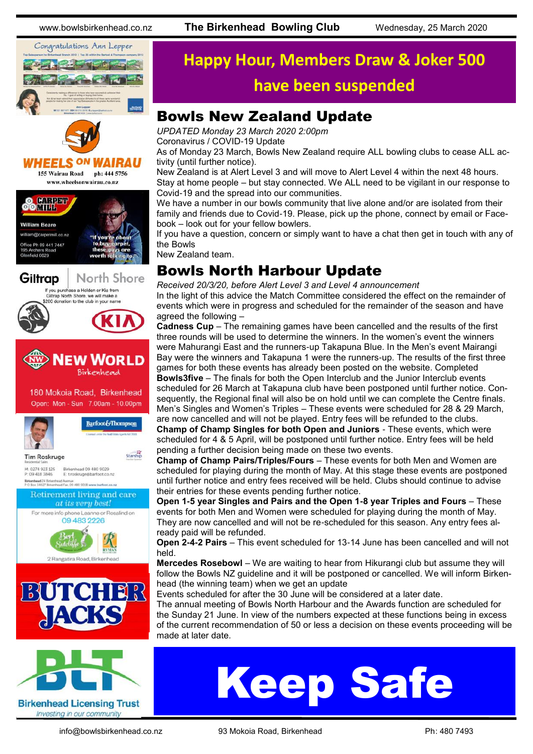# Happy Hour, Members Draw & Joker 500 have been suspended

## Bowls New Zealand Update

*UPDATED Monday 23 March 2020 2:00pm*

Coronavirus / COVID-19 Update

As of Monday 23 March, Bowls New Zealand require ALL bowling clubs to cease ALL activity (until further notice).

New Zealand is at Alert Level 3 and will move to Alert Level 4 within the next 48 hours. Stay at home people – but stay connected. We ALL need to be vigilant in our response to Covid-19 and the spread into our communities.

We have a number in our bowls community that live alone and/or are isolated from their family and friends due to Covid-19. Please, pick up the phone, connect by email or Facebook – look out for your fellow bowlers.

If you have a question, concern or simply want to have a chat then get in touch with any of the Bowls

New Zealand team.

## Bowls North Harbour Update

*Received 20/3/20, before Alert Level 3 and Level 4 announcement*

In the light of this advice the Match Committee considered the effect on the remainder of events which were in progress and scheduled for the remainder of the season and have agreed the following –

**Cadness Cup** – The remaining games have been cancelled and the results of the first three rounds will be used to determine the winners. In the women's event the winners were Mahurangi East and the runners-up Takapuna Blue. In the Men's event Mairangi Bay were the winners and Takapuna 1 were the runners-up. The results of the first three games for both these events has already been posted on the website. Completed

**Bowls3five** – The finals for both the Open Interclub and the Junior Interclub events scheduled for 26 March at Takapuna club have been postponed until further notice. Consequently, the Regional final will also be on hold until we can complete the Centre finals.

Men's Singles and Women's Triples – These events were scheduled for 28 & 29 March, are now cancelled and will not be played. Entry fees will be refunded to the clubs.

**Champ of Champ Singles for both Open and Juniors** - These events, which were scheduled for 4 & 5 April, will be postponed until further notice. Entry fees will be held pending a further decision being made on these two events.

**Champ of Champ Pairs/Triples/Fours** – These events for both Men and Women are scheduled for playing during the month of May. At this stage these events are postponed until further notice and entry fees received will be held. Clubs should continue to advise their entries for these events pending further notice.

**Open 1-5 year Singles and Pairs and the Open 1-8 year Triples and Fours** – These events for both Men and Women were scheduled for playing during the month of May. They are now cancelled and will not be re-scheduled for this season. Any entry fees already paid will be refunded.

**Open 2-4-2 Pairs** – This event scheduled for 13-14 June has been cancelled and will not held.

**Mercedes Rosebowl** – We are waiting to hear from Hikurangi club but assume they will follow the Bowls NZ guideline and it will be postponed or cancelled. We will inform Birkenhead (the winning team) when we get an update

Events scheduled for after the 30 June will be considered at a later date.

The annual meeting of Bowls North Harbour and the Awards function are scheduled for the Sunday 21 June. In view of the numbers expected at these functions being in excess of the current recommendation of 50 or less a decision on these events proceeding will be made at later date.

# Keep Safe

Congratulations Ann Lepper

WHEELS ON WAIRAU
155 Wairau Road ph: 444 5756
www.wheelsonwairau.co.nz

CARPET MILL
William Beare
william@carpetmill.co.nz
Office Ph 09 441 7447
195 Archers Road
Glenfield 0629
"If you're about to buy carpet, these guys are worth talking to."

Giltrap North Shore
If you purchase a Holden or Kia from Giltrap North Shore, we will make a $200 donation to the club in your name

NEW WORLD Birkenhead
180 Mokoia Road, Birkenhead
Open: Mon - Sun 7.00am - 10.00pm

Barfoot&Thompson
Tim Roskruge
Residential Sales
M: 0274 923 125 Birkenhead 09 480 9029
P: 09 418 3846 E: troskruge@barfoot.co.nz

Retirement living and care at its very best!
For more info phone Leanne or Rosalind on 09 483 2226
Bert Sutcliffe
RYMAN
2 Rangatira Road, Birkenhead

BUTCHER JACKS

BLT
Birkenhead Licensing Trust
Investing in our community